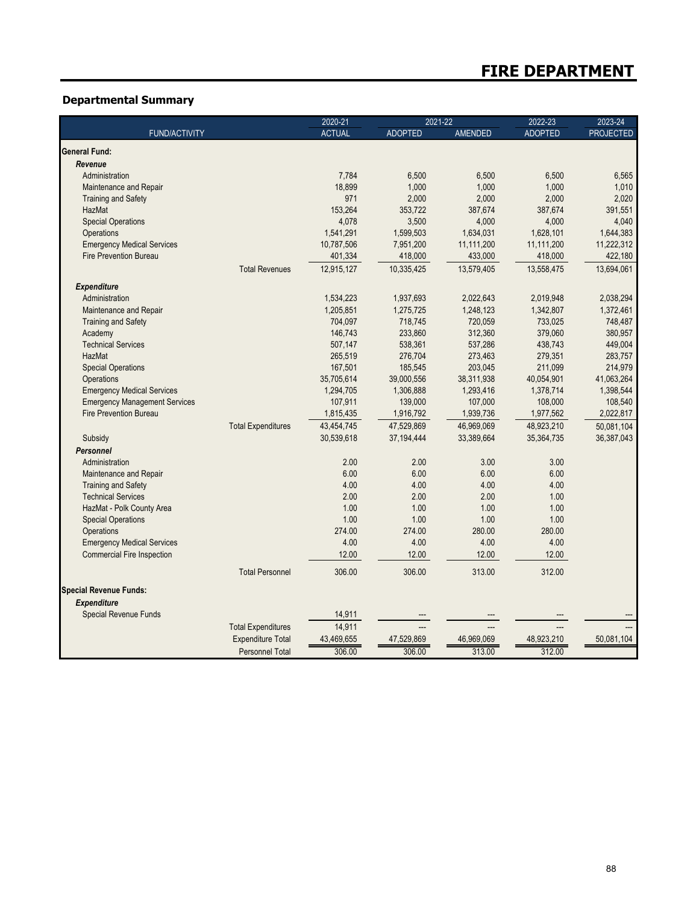# FIRE DEPARTMENT

## Departmental Summary

| FUND/ACTIVITY | | 2020-21 ACTUAL | 2021-22 ADOPTED | 2021-22 AMENDED | 2022-23 ADOPTED | 2023-24 PROJECTED |
|---|---|---|---|---|---|---|
| **General Fund:** | | | | | | |
| ***Revenue*** | | | | | | |
| Administration | | 7,784 | 6,500 | 6,500 | 6,500 | 6,565 |
| Maintenance and Repair | | 18,899 | 1,000 | 1,000 | 1,000 | 1,010 |
| Training and Safety | | 971 | 2,000 | 2,000 | 2,000 | 2,020 |
| HazMat | | 153,264 | 353,722 | 387,674 | 387,674 | 391,551 |
| Special Operations | | 4,078 | 3,500 | 4,000 | 4,000 | 4,040 |
| Operations | | 1,541,291 | 1,599,503 | 1,634,031 | 1,628,101 | 1,644,383 |
| Emergency Medical Services | | 10,787,506 | 7,951,200 | 11,111,200 | 11,111,200 | 11,222,312 |
| Fire Prevention Bureau | | 401,334 | 418,000 | 433,000 | 418,000 | 422,180 |
| | Total Revenues | 12,915,127 | 10,335,425 | 13,579,405 | 13,558,475 | 13,694,061 |
| ***Expenditure*** | | | | | | |
| Administration | | 1,534,223 | 1,937,693 | 2,022,643 | 2,019,948 | 2,038,294 |
| Maintenance and Repair | | 1,205,851 | 1,275,725 | 1,248,123 | 1,342,807 | 1,372,461 |
| Training and Safety | | 704,097 | 718,745 | 720,059 | 733,025 | 748,487 |
| Academy | | 146,743 | 233,860 | 312,360 | 379,060 | 380,957 |
| Technical Services | | 507,147 | 538,361 | 537,286 | 438,743 | 449,004 |
| HazMat | | 265,519 | 276,704 | 273,463 | 279,351 | 283,757 |
| Special Operations | | 167,501 | 185,545 | 203,045 | 211,099 | 214,979 |
| Operations | | 35,705,614 | 39,000,556 | 38,311,938 | 40,054,901 | 41,063,264 |
| Emergency Medical Services | | 1,294,705 | 1,306,888 | 1,293,416 | 1,378,714 | 1,398,544 |
| Emergency Management Services | | 107,911 | 139,000 | 107,000 | 108,000 | 108,540 |
| Fire Prevention Bureau | | 1,815,435 | 1,916,792 | 1,939,736 | 1,977,562 | 2,022,817 |
| | Total Expenditures | 43,454,745 | 47,529,869 | 46,969,069 | 48,923,210 | 50,081,104 |
| Subsidy | | 30,539,618 | 37,194,444 | 33,389,664 | 35,364,735 | 36,387,043 |
| ***Personnel*** | | | | | | |
| Administration | | 2.00 | 2.00 | 3.00 | 3.00 | |
| Maintenance and Repair | | 6.00 | 6.00 | 6.00 | 6.00 | |
| Training and Safety | | 4.00 | 4.00 | 4.00 | 4.00 | |
| Technical Services | | 2.00 | 2.00 | 2.00 | 1.00 | |
| HazMat - Polk County Area | | 1.00 | 1.00 | 1.00 | 1.00 | |
| Special Operations | | 1.00 | 1.00 | 1.00 | 1.00 | |
| Operations | | 274.00 | 274.00 | 280.00 | 280.00 | |
| Emergency Medical Services | | 4.00 | 4.00 | 4.00 | 4.00 | |
| Commercial Fire Inspection | | 12.00 | 12.00 | 12.00 | 12.00 | |
| | Total Personnel | 306.00 | 306.00 | 313.00 | 312.00 | |
| **Special Revenue Funds:** | | | | | | |
| ***Expenditure*** | | | | | | |
| Special Revenue Funds | | 14,911 | --- | --- | --- | --- |
| | Total Expenditures | 14,911 | --- | --- | --- | --- |
| | Expenditure Total | 43,469,655 | 47,529,869 | 46,969,069 | 48,923,210 | 50,081,104 |
| | Personnel Total | 306.00 | 306.00 | 313.00 | 312.00 | |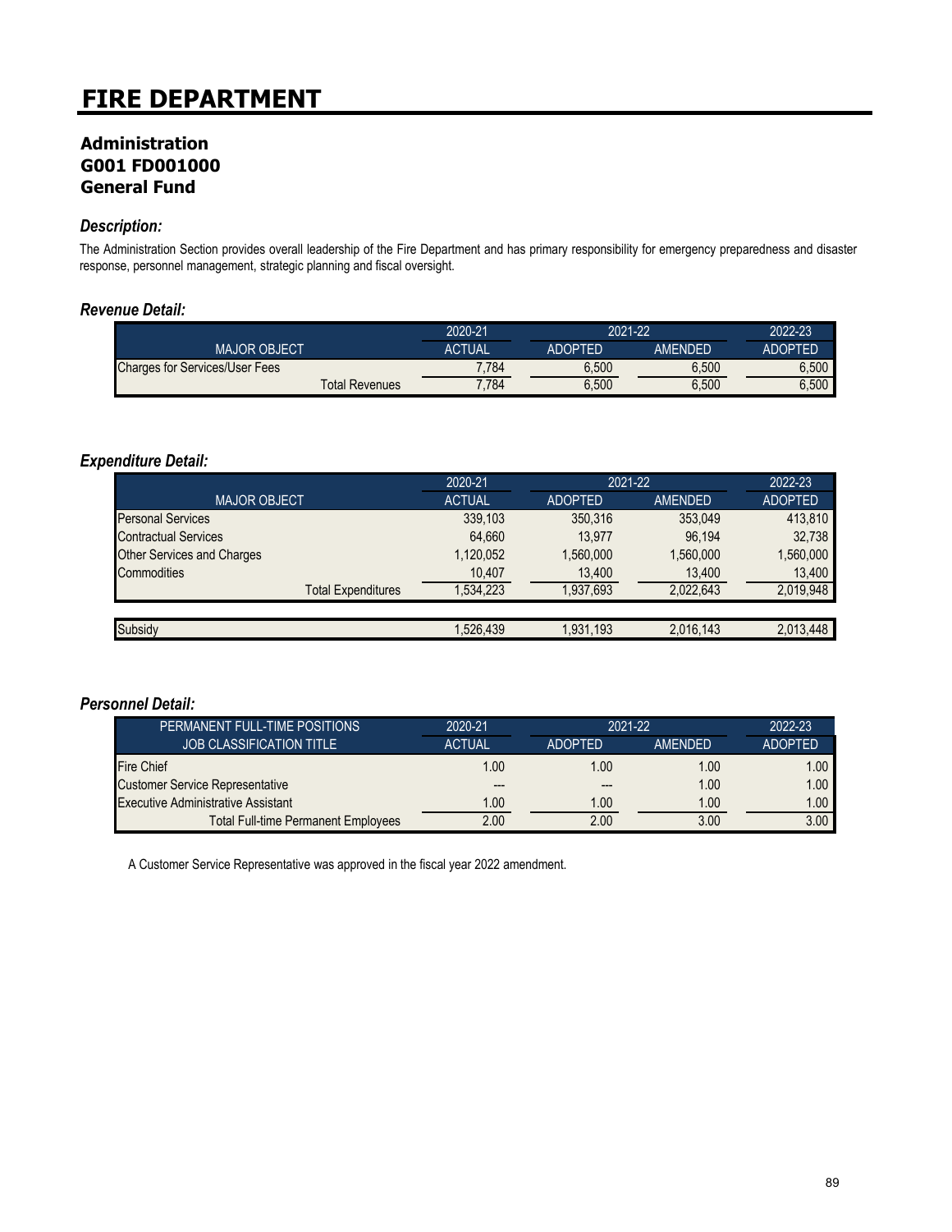# FIRE DEPARTMENT

## Administration
## G001 FD001000
## General Fund

### *Description:*

The Administration Section provides overall leadership of the Fire Department and has primary responsibility for emergency preparedness and disaster response, personnel management, strategic planning and fiscal oversight.

### *Revenue Detail:*

| | 2020-21 | 2021-22 | | 2022-23 |
|---|---|---|---|---|
| MAJOR OBJECT | ACTUAL | ADOPTED | AMENDED | ADOPTED |
| Charges for Services/User Fees | 7,784 | 6,500 | 6,500 | 6,500 |
| Total Revenues | 7,784 | 6,500 | 6,500 | 6,500 |

### *Expenditure Detail:*

| | 2020-21 | 2021-22 | | 2022-23 |
|---|---|---|---|---|
| MAJOR OBJECT | ACTUAL | ADOPTED | AMENDED | ADOPTED |
| Personal Services | 339,103 | 350,316 | 353,049 | 413,810 |
| Contractual Services | 64,660 | 13,977 | 96,194 | 32,738 |
| Other Services and Charges | 1,120,052 | 1,560,000 | 1,560,000 | 1,560,000 |
| Commodities | 10,407 | 13,400 | 13,400 | 13,400 |
| Total Expenditures | 1,534,223 | 1,937,693 | 2,022,643 | 2,019,948 |
| Subsidy | 1,526,439 | 1,931,193 | 2,016,143 | 2,013,448 |

### *Personnel Detail:*

| PERMANENT FULL-TIME POSITIONS | 2020-21 | 2021-22 | | 2022-23 |
|---|---|---|---|---|
| JOB CLASSIFICATION TITLE | ACTUAL | ADOPTED | AMENDED | ADOPTED |
| Fire Chief | 1.00 | 1.00 | 1.00 | 1.00 |
| Customer Service Representative | --- | --- | 1.00 | 1.00 |
| Executive Administrative Assistant | 1.00 | 1.00 | 1.00 | 1.00 |
| Total Full-time Permanent Employees | 2.00 | 2.00 | 3.00 | 3.00 |

A Customer Service Representative was approved in the fiscal year 2022 amendment.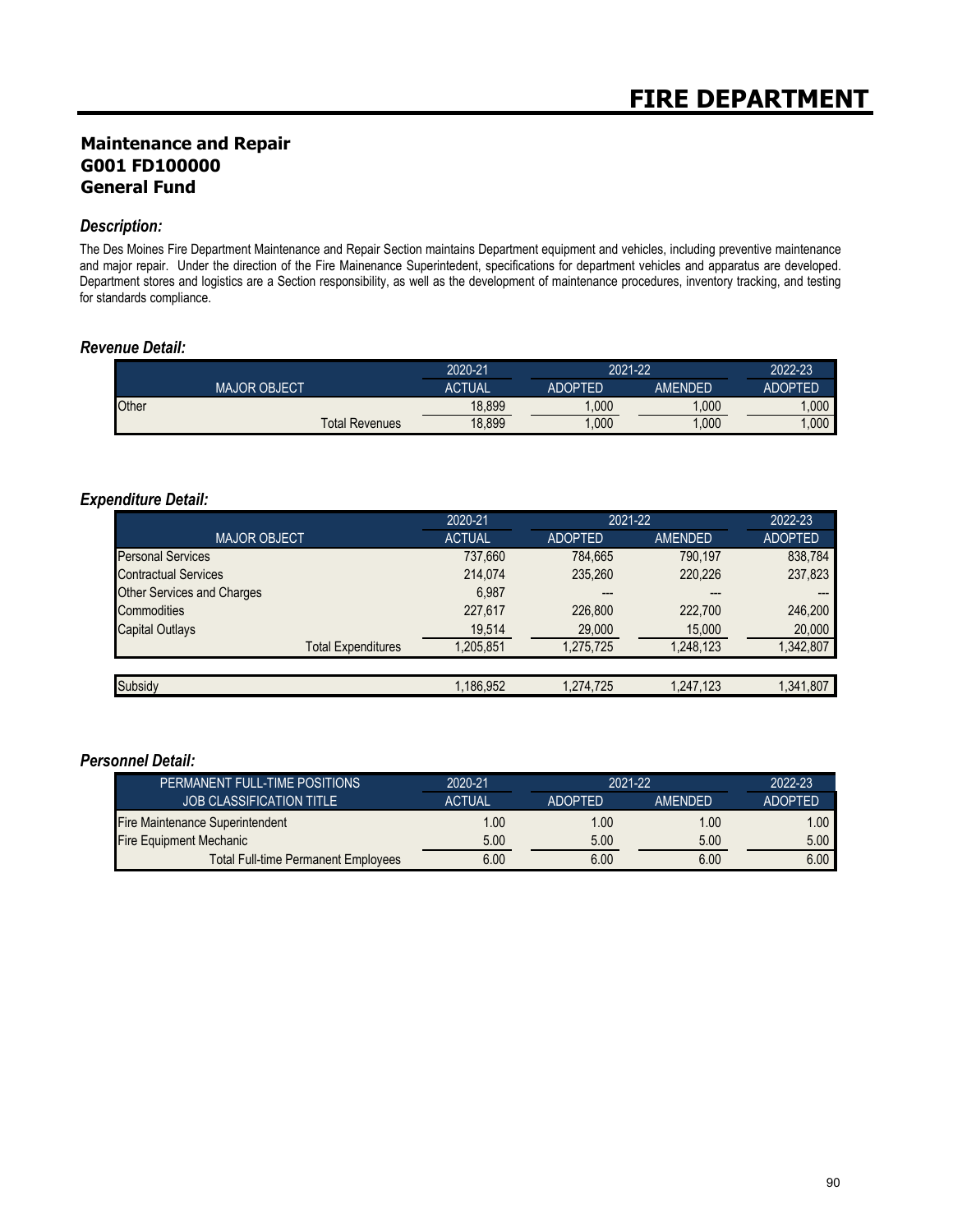# FIRE DEPARTMENT

## Maintenance and Repair
## G001 FD100000
## General Fund

### *Description:*

The Des Moines Fire Department Maintenance and Repair Section maintains Department equipment and vehicles, including preventive maintenance and major repair. Under the direction of the Fire Mainenance Superintedent, specifications for department vehicles and apparatus are developed. Department stores and logistics are a Section responsibility, as well as the development of maintenance procedures, inventory tracking, and testing for standards compliance.

### *Revenue Detail:*

| | 2020-21 | 2021-22 | | 2022-23 |
|---|---|---|---|---|
| MAJOR OBJECT | ACTUAL | ADOPTED | AMENDED | ADOPTED |
| Other | 18,899 | 1,000 | 1,000 | 1,000 |
| Total Revenues | 18,899 | 1,000 | 1,000 | 1,000 |

### *Expenditure Detail:*

| | 2020-21 | 2021-22 | | 2022-23 |
|---|---|---|---|---|
| MAJOR OBJECT | ACTUAL | ADOPTED | AMENDED | ADOPTED |
| Personal Services | 737,660 | 784,665 | 790,197 | 838,784 |
| Contractual Services | 214,074 | 235,260 | 220,226 | 237,823 |
| Other Services and Charges | 6,987 | --- | --- | --- |
| Commodities | 227,617 | 226,800 | 222,700 | 246,200 |
| Capital Outlays | 19,514 | 29,000 | 15,000 | 20,000 |
| Total Expenditures | 1,205,851 | 1,275,725 | 1,248,123 | 1,342,807 |
| | | | | |
| Subsidy | 1,186,952 | 1,274,725 | 1,247,123 | 1,341,807 |

### *Personnel Detail:*

| PERMANENT FULL-TIME POSITIONS | 2020-21 | 2021-22 | | 2022-23 |
|---|---|---|---|---|
| JOB CLASSIFICATION TITLE | ACTUAL | ADOPTED | AMENDED | ADOPTED |
| Fire Maintenance Superintendent | 1.00 | 1.00 | 1.00 | 1.00 |
| Fire Equipment Mechanic | 5.00 | 5.00 | 5.00 | 5.00 |
| Total Full-time Permanent Employees | 6.00 | 6.00 | 6.00 | 6.00 |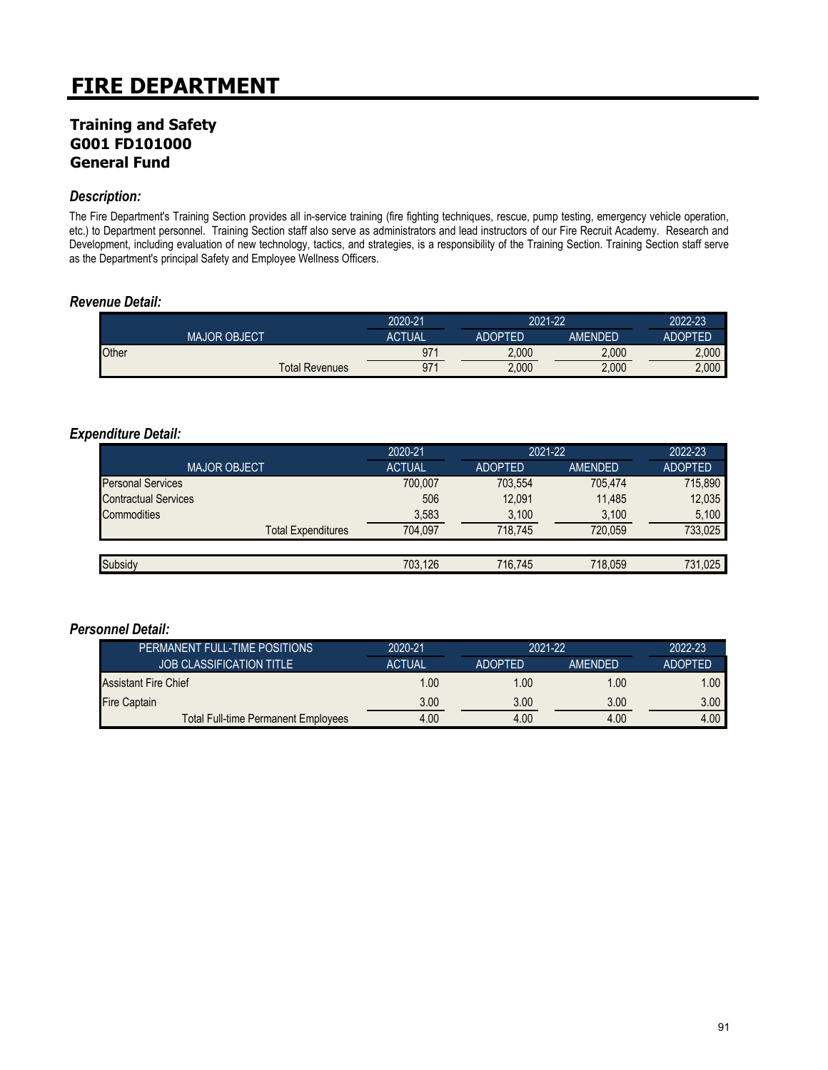# FIRE DEPARTMENT

## Training and Safety
## G001 FD101000
## General Fund

### *Description:*

The Fire Department's Training Section provides all in-service training (fire fighting techniques, rescue, pump testing, emergency vehicle operation, etc.) to Department personnel. Training Section staff also serve as administrators and lead instructors of our Fire Recruit Academy. Research and Development, including evaluation of new technology, tactics, and strategies, is a responsibility of the Training Section. Training Section staff serve as the Department's principal Safety and Employee Wellness Officers.

### *Revenue Detail:*

| | 2020-21 | 2021-22 | | 2022-23 |
|---|---|---|---|---|
| MAJOR OBJECT | ACTUAL | ADOPTED | AMENDED | ADOPTED |
| Other | 971 | 2,000 | 2,000 | 2,000 |
| Total Revenues | 971 | 2,000 | 2,000 | 2,000 |

### *Expenditure Detail:*

| | 2020-21 | 2021-22 | | 2022-23 |
|---|---|---|---|---|
| MAJOR OBJECT | ACTUAL | ADOPTED | AMENDED | ADOPTED |
| Personal Services | 700,007 | 703,554 | 705,474 | 715,890 |
| Contractual Services | 506 | 12,091 | 11,485 | 12,035 |
| Commodities | 3,583 | 3,100 | 3,100 | 5,100 |
| Total Expenditures | 704,097 | 718,745 | 720,059 | 733,025 |
| | | | | |
| Subsidy | 703,126 | 716,745 | 718,059 | 731,025 |

### *Personnel Detail:*

| PERMANENT FULL-TIME POSITIONS | 2020-21 | 2021-22 | | 2022-23 |
|---|---|---|---|---|
| JOB CLASSIFICATION TITLE | ACTUAL | ADOPTED | AMENDED | ADOPTED |
| Assistant Fire Chief | 1.00 | 1.00 | 1.00 | 1.00 |
| Fire Captain | 3.00 | 3.00 | 3.00 | 3.00 |
| Total Full-time Permanent Employees | 4.00 | 4.00 | 4.00 | 4.00 |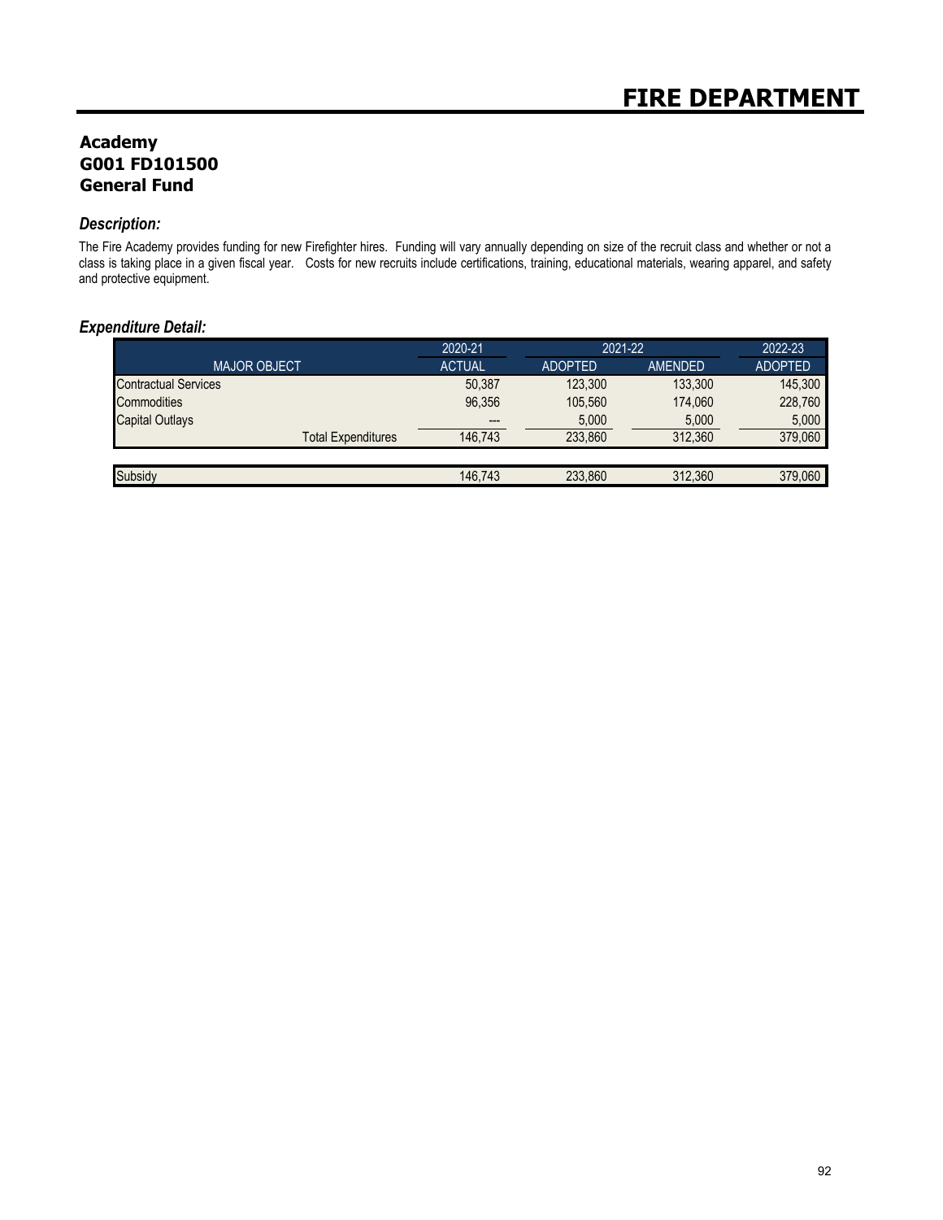# FIRE DEPARTMENT

## Academy
## G001 FD101500
## General Fund

### *Description:*

The Fire Academy provides funding for new Firefighter hires. Funding will vary annually depending on size of the recruit class and whether or not a class is taking place in a given fiscal year. Costs for new recruits include certifications, training, educational materials, wearing apparel, and safety and protective equipment.

### *Expenditure Detail:*

| | 2020-21 | 2021-22 | | 2022-23 |
|---|---|---|---|---|
| MAJOR OBJECT | ACTUAL | ADOPTED | AMENDED | ADOPTED |
| Contractual Services | 50,387 | 123,300 | 133,300 | 145,300 |
| Commodities | 96,356 | 105,560 | 174,060 | 228,760 |
| Capital Outlays | --- | 5,000 | 5,000 | 5,000 |
| Total Expenditures | 146,743 | 233,860 | 312,360 | 379,060 |
| | | | | |
| Subsidy | 146,743 | 233,860 | 312,360 | 379,060 |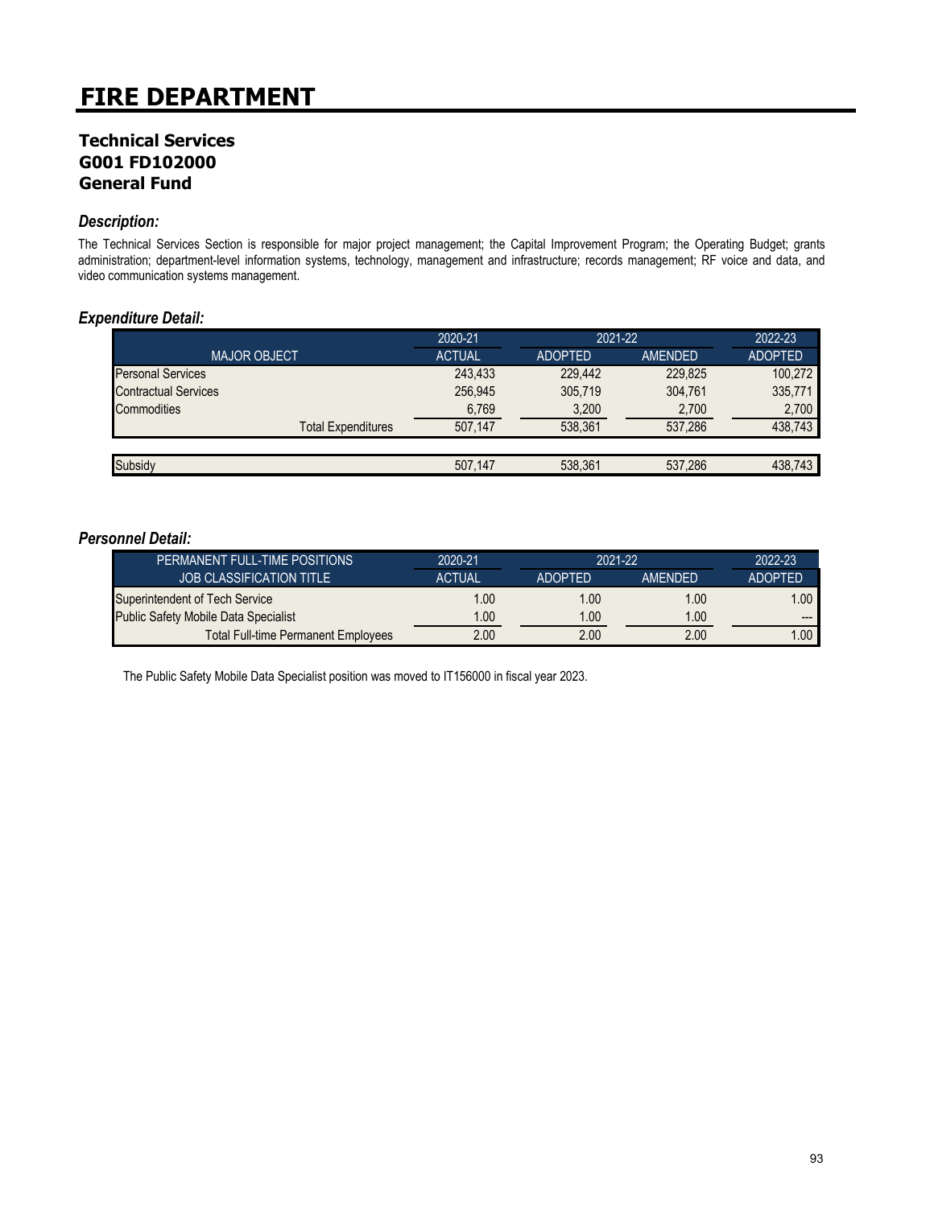# FIRE DEPARTMENT

## Technical Services
## G001 FD102000
## General Fund

### *Description:*

The Technical Services Section is responsible for major project management; the Capital Improvement Program; the Operating Budget; grants administration; department-level information systems, technology, management and infrastructure; records management; RF voice and data, and video communication systems management.

### *Expenditure Detail:*

| MAJOR OBJECT | 2020-21 ACTUAL | 2021-22 ADOPTED | 2021-22 AMENDED | 2022-23 ADOPTED |
|---|---|---|---|---|
| Personal Services | 243,433 | 229,442 | 229,825 | 100,272 |
| Contractual Services | 256,945 | 305,719 | 304,761 | 335,771 |
| Commodities | 6,769 | 3,200 | 2,700 | 2,700 |
| Total Expenditures | 507,147 | 538,361 | 537,286 | 438,743 |
| Subsidy | 507,147 | 538,361 | 537,286 | 438,743 |

### *Personnel Detail:*

| PERMANENT FULL-TIME POSITIONS JOB CLASSIFICATION TITLE | 2020-21 ACTUAL | 2021-22 ADOPTED | 2021-22 AMENDED | 2022-23 ADOPTED |
|---|---|---|---|---|
| Superintendent of Tech Service | 1.00 | 1.00 | 1.00 | 1.00 |
| Public Safety Mobile Data Specialist | 1.00 | 1.00 | 1.00 | --- |
| Total Full-time Permanent Employees | 2.00 | 2.00 | 2.00 | 1.00 |

The Public Safety Mobile Data Specialist position was moved to IT156000 in fiscal year 2023.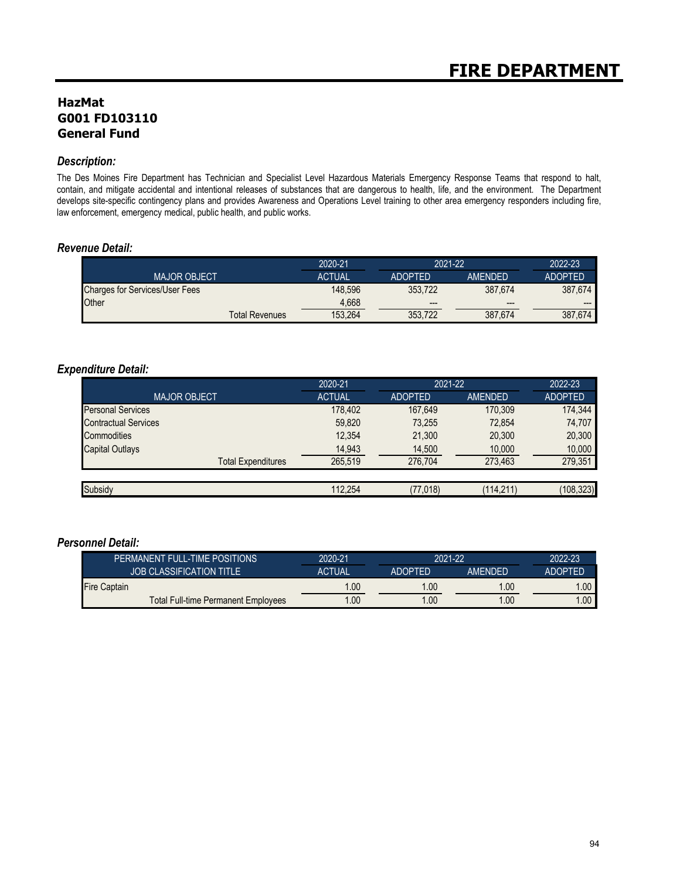# FIRE DEPARTMENT

## HazMat
## G001 FD103110
## General Fund

### *Description:*

The Des Moines Fire Department has Technician and Specialist Level Hazardous Materials Emergency Response Teams that respond to halt, contain, and mitigate accidental and intentional releases of substances that are dangerous to health, life, and the environment. The Department develops site-specific contingency plans and provides Awareness and Operations Level training to other area emergency responders including fire, law enforcement, emergency medical, public health, and public works.

### *Revenue Detail:*

| MAJOR OBJECT | 2020-21 ACTUAL | 2021-22 ADOPTED | 2021-22 AMENDED | 2022-23 ADOPTED |
|---|---|---|---|---|
| Charges for Services/User Fees | 148,596 | 353,722 | 387,674 | 387,674 |
| Other | 4,668 | --- | --- | --- |
| Total Revenues | 153,264 | 353,722 | 387,674 | 387,674 |

### *Expenditure Detail:*

| MAJOR OBJECT | 2020-21 ACTUAL | 2021-22 ADOPTED | 2021-22 AMENDED | 2022-23 ADOPTED |
|---|---|---|---|---|
| Personal Services | 178,402 | 167,649 | 170,309 | 174,344 |
| Contractual Services | 59,820 | 73,255 | 72,854 | 74,707 |
| Commodities | 12,354 | 21,300 | 20,300 | 20,300 |
| Capital Outlays | 14,943 | 14,500 | 10,000 | 10,000 |
| Total Expenditures | 265,519 | 276,704 | 273,463 | 279,351 |
| | | | | |
| Subsidy | 112,254 | (77,018) | (114,211) | (108,323) |

### *Personnel Detail:*

| PERMANENT FULL-TIME POSITIONS JOB CLASSIFICATION TITLE | 2020-21 ACTUAL | 2021-22 ADOPTED | 2021-22 AMENDED | 2022-23 ADOPTED |
|---|---|---|---|---|
| Fire Captain | 1.00 | 1.00 | 1.00 | 1.00 |
| Total Full-time Permanent Employees | 1.00 | 1.00 | 1.00 | 1.00 |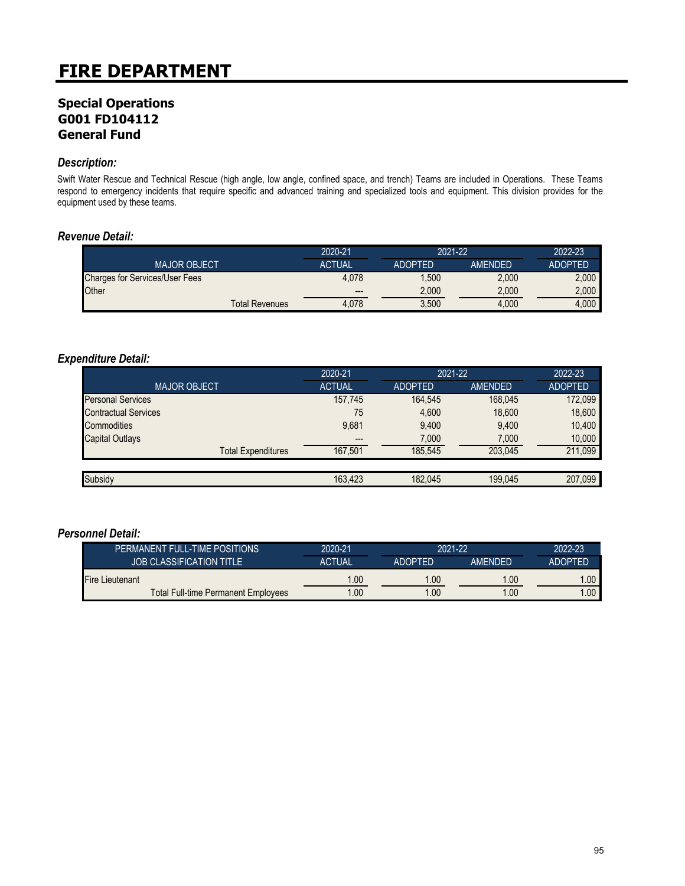# FIRE DEPARTMENT

## Special Operations
## G001 FD104112
## General Fund

### *Description:*

Swift Water Rescue and Technical Rescue (high angle, low angle, confined space, and trench) Teams are included in Operations. These Teams respond to emergency incidents that require specific and advanced training and specialized tools and equipment. This division provides for the equipment used by these teams.

### *Revenue Detail:*

| | 2020-21 | 2021-22 | | 2022-23 |
|---|---|---|---|---|
| MAJOR OBJECT | ACTUAL | ADOPTED | AMENDED | ADOPTED |
| Charges for Services/User Fees | 4,078 | 1,500 | 2,000 | 2,000 |
| Other | --- | 2,000 | 2,000 | 2,000 |
| Total Revenues | 4,078 | 3,500 | 4,000 | 4,000 |

### *Expenditure Detail:*

| | 2020-21 | 2021-22 | | 2022-23 |
|---|---|---|---|---|
| MAJOR OBJECT | ACTUAL | ADOPTED | AMENDED | ADOPTED |
| Personal Services | 157,745 | 164,545 | 168,045 | 172,099 |
| Contractual Services | 75 | 4,600 | 18,600 | 18,600 |
| Commodities | 9,681 | 9,400 | 9,400 | 10,400 |
| Capital Outlays | --- | 7,000 | 7,000 | 10,000 |
| Total Expenditures | 167,501 | 185,545 | 203,045 | 211,099 |
| | | | | |
| Subsidy | 163,423 | 182,045 | 199,045 | 207,099 |

### *Personnel Detail:*

| PERMANENT FULL-TIME POSITIONS | 2020-21 | 2021-22 | | 2022-23 |
|---|---|---|---|---|
| JOB CLASSIFICATION TITLE | ACTUAL | ADOPTED | AMENDED | ADOPTED |
| Fire Lieutenant | 1.00 | 1.00 | 1.00 | 1.00 |
| Total Full-time Permanent Employees | 1.00 | 1.00 | 1.00 | 1.00 |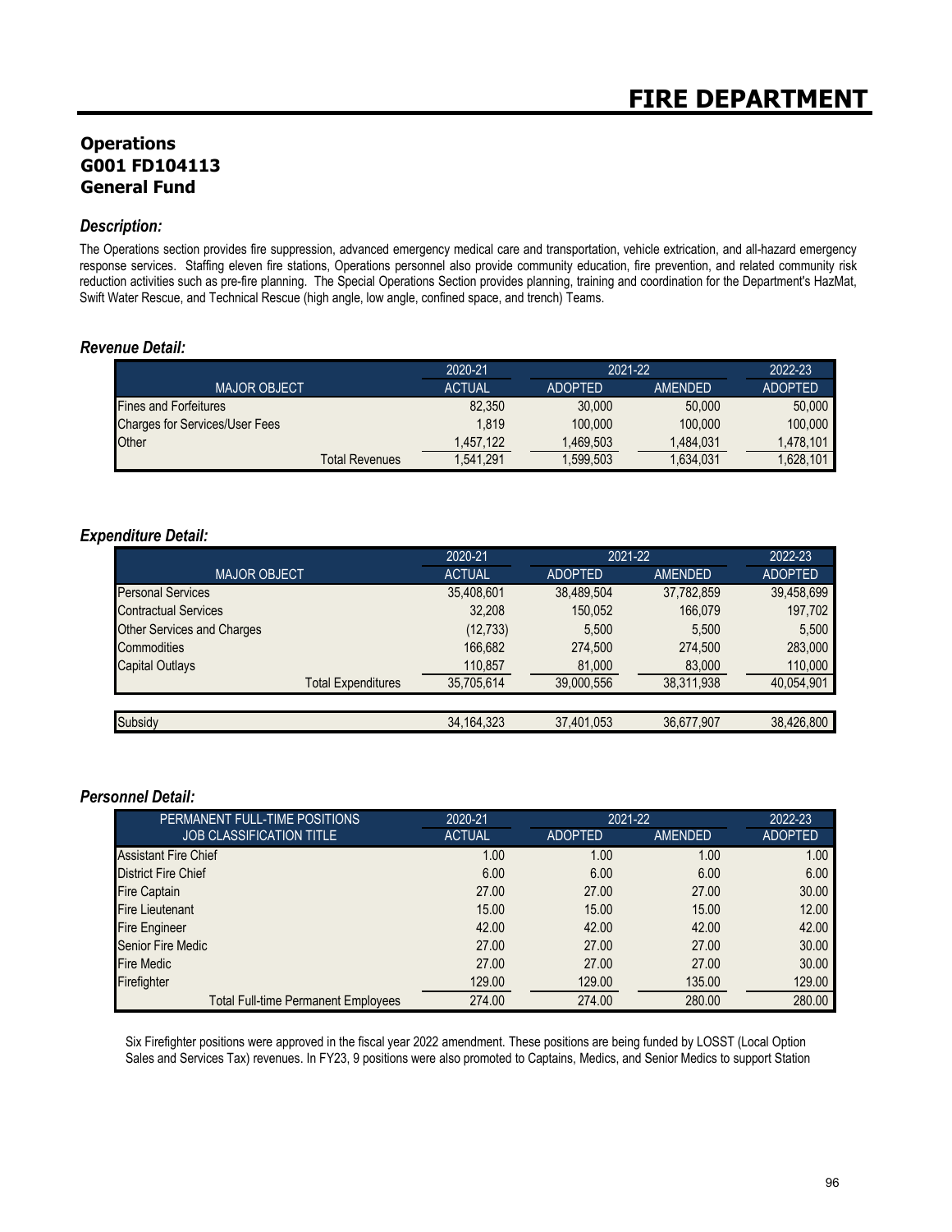# FIRE DEPARTMENT

## Operations
## G001 FD104113
## General Fund

### *Description:*

The Operations section provides fire suppression, advanced emergency medical care and transportation, vehicle extrication, and all-hazard emergency response services. Staffing eleven fire stations, Operations personnel also provide community education, fire prevention, and related community risk reduction activities such as pre-fire planning. The Special Operations Section provides planning, training and coordination for the Department's HazMat, Swift Water Rescue, and Technical Rescue (high angle, low angle, confined space, and trench) Teams.

### *Revenue Detail:*

| | 2020-21 | 2021-22 | | 2022-23 |
|---|---|---|---|---|
| MAJOR OBJECT | ACTUAL | ADOPTED | AMENDED | ADOPTED |
| Fines and Forfeitures | 82,350 | 30,000 | 50,000 | 50,000 |
| Charges for Services/User Fees | 1,819 | 100,000 | 100,000 | 100,000 |
| Other | 1,457,122 | 1,469,503 | 1,484,031 | 1,478,101 |
| Total Revenues | 1,541,291 | 1,599,503 | 1,634,031 | 1,628,101 |

### *Expenditure Detail:*

| | 2020-21 | 2021-22 | | 2022-23 |
|---|---|---|---|---|
| MAJOR OBJECT | ACTUAL | ADOPTED | AMENDED | ADOPTED |
| Personal Services | 35,408,601 | 38,489,504 | 37,782,859 | 39,458,699 |
| Contractual Services | 32,208 | 150,052 | 166,079 | 197,702 |
| Other Services and Charges | (12,733) | 5,500 | 5,500 | 5,500 |
| Commodities | 166,682 | 274,500 | 274,500 | 283,000 |
| Capital Outlays | 110,857 | 81,000 | 83,000 | 110,000 |
| Total Expenditures | 35,705,614 | 39,000,556 | 38,311,938 | 40,054,901 |
| | | | | |
| Subsidy | 34,164,323 | 37,401,053 | 36,677,907 | 38,426,800 |

### *Personnel Detail:*

| PERMANENT FULL-TIME POSITIONS | 2020-21 | 2021-22 | | 2022-23 |
|---|---|---|---|---|
| JOB CLASSIFICATION TITLE | ACTUAL | ADOPTED | AMENDED | ADOPTED |
| Assistant Fire Chief | 1.00 | 1.00 | 1.00 | 1.00 |
| District Fire Chief | 6.00 | 6.00 | 6.00 | 6.00 |
| Fire Captain | 27.00 | 27.00 | 27.00 | 30.00 |
| Fire Lieutenant | 15.00 | 15.00 | 15.00 | 12.00 |
| Fire Engineer | 42.00 | 42.00 | 42.00 | 42.00 |
| Senior Fire Medic | 27.00 | 27.00 | 27.00 | 30.00 |
| Fire Medic | 27.00 | 27.00 | 27.00 | 30.00 |
| Firefighter | 129.00 | 129.00 | 135.00 | 129.00 |
| Total Full-time Permanent Employees | 274.00 | 274.00 | 280.00 | 280.00 |

Six Firefighter positions were approved in the fiscal year 2022 amendment. These positions are being funded by LOSST (Local Option Sales and Services Tax) revenues. In FY23, 9 positions were also promoted to Captains, Medics, and Senior Medics to support Station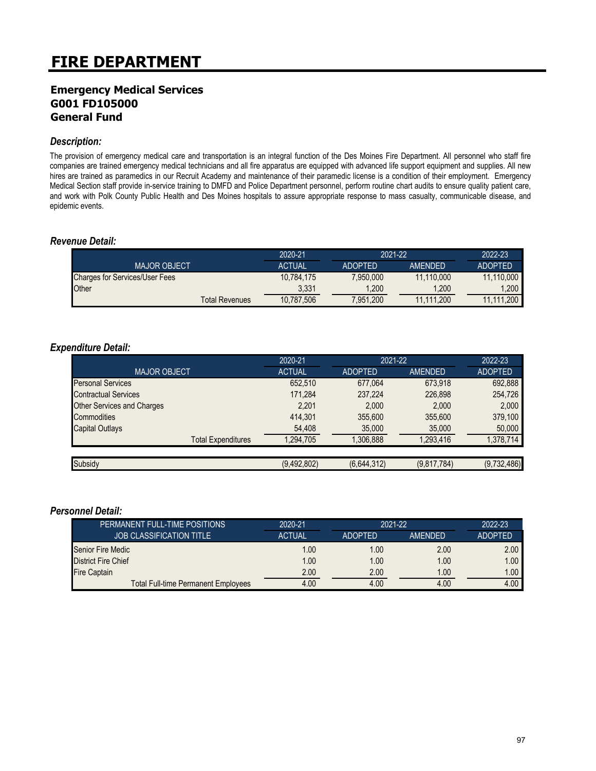# FIRE DEPARTMENT

## Emergency Medical Services
## G001 FD105000
## General Fund

### *Description:*

The provision of emergency medical care and transportation is an integral function of the Des Moines Fire Department. All personnel who staff fire companies are trained emergency medical technicians and all fire apparatus are equipped with advanced life support equipment and supplies. All new hires are trained as paramedics in our Recruit Academy and maintenance of their paramedic license is a condition of their employment. Emergency Medical Section staff provide in-service training to DMFD and Police Department personnel, perform routine chart audits to ensure quality patient care, and work with Polk County Public Health and Des Moines hospitals to assure appropriate response to mass casualty, communicable disease, and epidemic events.

### *Revenue Detail:*

| | 2020-21 | 2021-22 | | 2022-23 |
|---|---|---|---|---|
| MAJOR OBJECT | ACTUAL | ADOPTED | AMENDED | ADOPTED |
| Charges for Services/User Fees | 10,784,175 | 7,950,000 | 11,110,000 | 11,110,000 |
| Other | 3,331 | 1,200 | 1,200 | 1,200 |
| Total Revenues | 10,787,506 | 7,951,200 | 11,111,200 | 11,111,200 |

### *Expenditure Detail:*

| | 2020-21 | 2021-22 | | 2022-23 |
|---|---|---|---|---|
| MAJOR OBJECT | ACTUAL | ADOPTED | AMENDED | ADOPTED |
| Personal Services | 652,510 | 677,064 | 673,918 | 692,888 |
| Contractual Services | 171,284 | 237,224 | 226,898 | 254,726 |
| Other Services and Charges | 2,201 | 2,000 | 2,000 | 2,000 |
| Commodities | 414,301 | 355,600 | 355,600 | 379,100 |
| Capital Outlays | 54,408 | 35,000 | 35,000 | 50,000 |
| Total Expenditures | 1,294,705 | 1,306,888 | 1,293,416 | 1,378,714 |
| | | | | |
| Subsidy | (9,492,802) | (6,644,312) | (9,817,784) | (9,732,486) |

### *Personnel Detail:*

| PERMANENT FULL-TIME POSITIONS | 2020-21 | 2021-22 | | 2022-23 |
|---|---|---|---|---|
| JOB CLASSIFICATION TITLE | ACTUAL | ADOPTED | AMENDED | ADOPTED |
| Senior Fire Medic | 1.00 | 1.00 | 2.00 | 2.00 |
| District Fire Chief | 1.00 | 1.00 | 1.00 | 1.00 |
| Fire Captain | 2.00 | 2.00 | 1.00 | 1.00 |
| Total Full-time Permanent Employees | 4.00 | 4.00 | 4.00 | 4.00 |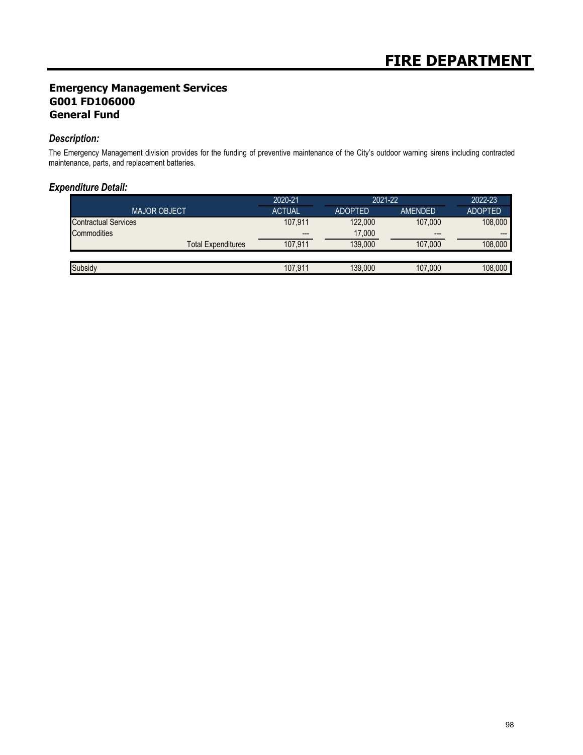# FIRE DEPARTMENT

## Emergency Management Services
## G001 FD106000
## General Fund

### *Description:*

The Emergency Management division provides for the funding of preventive maintenance of the City's outdoor warning sirens including contracted maintenance, parts, and replacement batteries.

### *Expenditure Detail:*

| | 2020-21 | 2021-22 | | 2022-23 |
|---|---|---|---|---|
| MAJOR OBJECT | ACTUAL | ADOPTED | AMENDED | ADOPTED |
| Contractual Services | 107,911 | 122,000 | 107,000 | 108,000 |
| Commodities | --- | 17,000 | --- | --- |
| Total Expenditures | 107,911 | 139,000 | 107,000 | 108,000 |
| | | | | |
| Subsidy | 107,911 | 139,000 | 107,000 | 108,000 |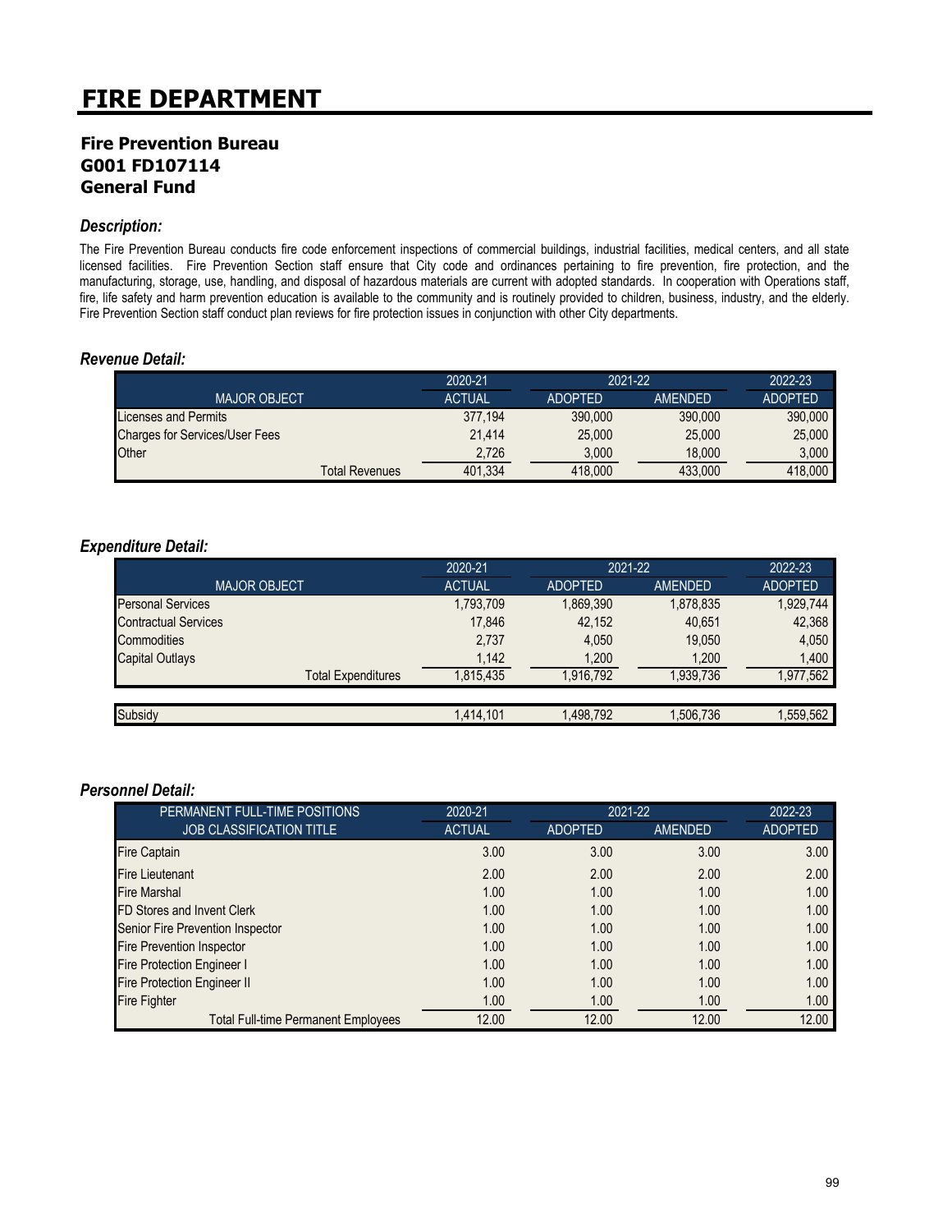# FIRE DEPARTMENT

### Fire Prevention Bureau
### G001 FD107114
### General Fund

### *Description:*

The Fire Prevention Bureau conducts fire code enforcement inspections of commercial buildings, industrial facilities, medical centers, and all state licensed facilities. Fire Prevention Section staff ensure that City code and ordinances pertaining to fire prevention, fire protection, and the manufacturing, storage, use, handling, and disposal of hazardous materials are current with adopted standards. In cooperation with Operations staff, fire, life safety and harm prevention education is available to the community and is routinely provided to children, business, industry, and the elderly. Fire Prevention Section staff conduct plan reviews for fire protection issues in conjunction with other City departments.

### *Revenue Detail:*

| | 2020-21 | 2021-22 | | 2022-23 |
|---|---|---|---|---|
| MAJOR OBJECT | ACTUAL | ADOPTED | AMENDED | ADOPTED |
| Licenses and Permits | 377,194 | 390,000 | 390,000 | 390,000 |
| Charges for Services/User Fees | 21,414 | 25,000 | 25,000 | 25,000 |
| Other | 2,726 | 3,000 | 18,000 | 3,000 |
| Total Revenues | 401,334 | 418,000 | 433,000 | 418,000 |

### *Expenditure Detail:*

| | 2020-21 | 2021-22 | | 2022-23 |
|---|---|---|---|---|
| MAJOR OBJECT | ACTUAL | ADOPTED | AMENDED | ADOPTED |
| Personal Services | 1,793,709 | 1,869,390 | 1,878,835 | 1,929,744 |
| Contractual Services | 17,846 | 42,152 | 40,651 | 42,368 |
| Commodities | 2,737 | 4,050 | 19,050 | 4,050 |
| Capital Outlays | 1,142 | 1,200 | 1,200 | 1,400 |
| Total Expenditures | 1,815,435 | 1,916,792 | 1,939,736 | 1,977,562 |
| | | | | |
| Subsidy | 1,414,101 | 1,498,792 | 1,506,736 | 1,559,562 |

### *Personnel Detail:*

| PERMANENT FULL-TIME POSITIONS | 2020-21 | 2021-22 | | 2022-23 |
|---|---|---|---|---|
| JOB CLASSIFICATION TITLE | ACTUAL | ADOPTED | AMENDED | ADOPTED |
| Fire Captain | 3.00 | 3.00 | 3.00 | 3.00 |
| Fire Lieutenant | 2.00 | 2.00 | 2.00 | 2.00 |
| Fire Marshal | 1.00 | 1.00 | 1.00 | 1.00 |
| FD Stores and Invent Clerk | 1.00 | 1.00 | 1.00 | 1.00 |
| Senior Fire Prevention Inspector | 1.00 | 1.00 | 1.00 | 1.00 |
| Fire Prevention Inspector | 1.00 | 1.00 | 1.00 | 1.00 |
| Fire Protection Engineer I | 1.00 | 1.00 | 1.00 | 1.00 |
| Fire Protection Engineer II | 1.00 | 1.00 | 1.00 | 1.00 |
| Fire Fighter | 1.00 | 1.00 | 1.00 | 1.00 |
| Total Full-time Permanent Employees | 12.00 | 12.00 | 12.00 | 12.00 |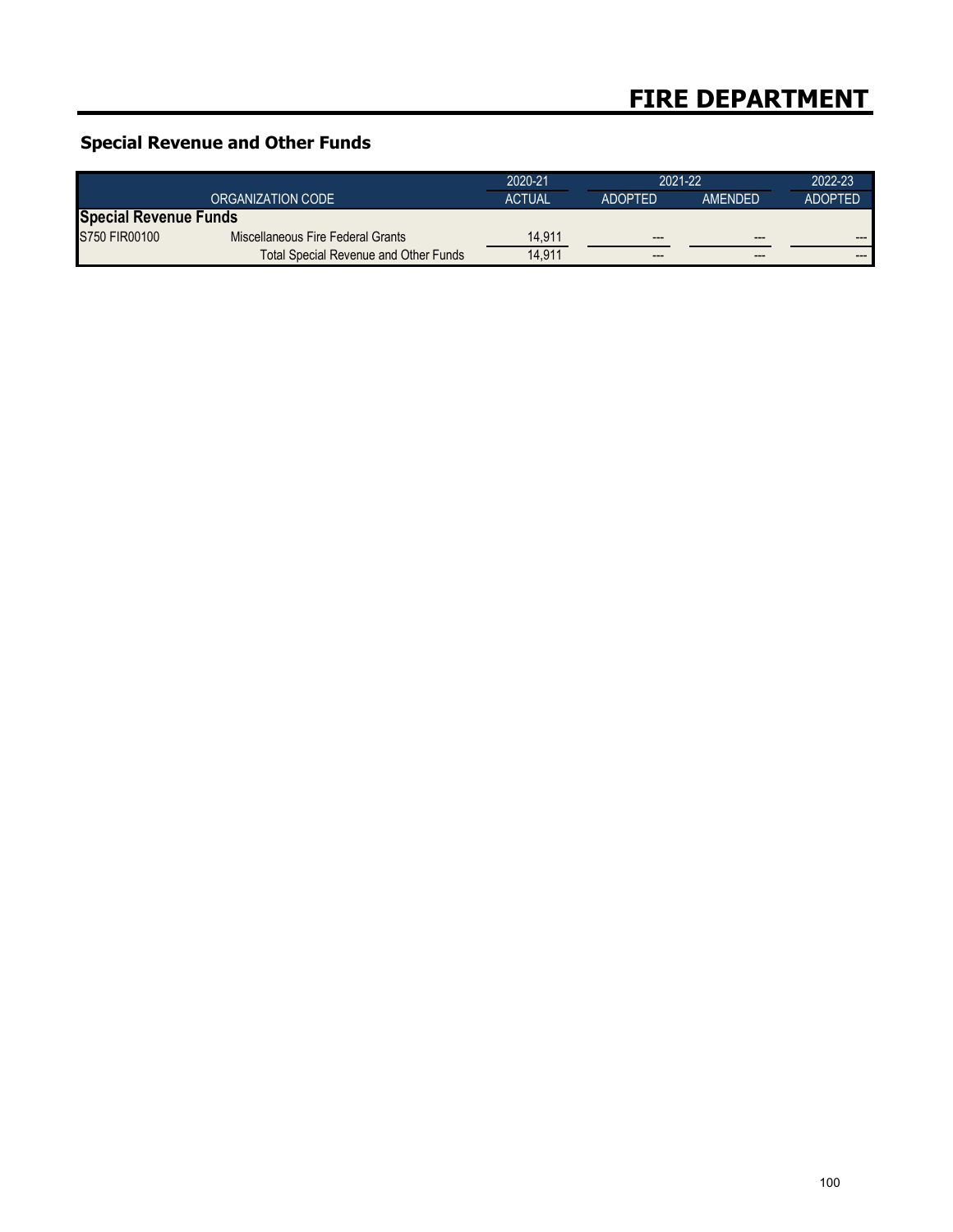# FIRE DEPARTMENT

## Special Revenue and Other Funds

| ORGANIZATION CODE | | 2020-21 ACTUAL | 2021-22 ADOPTED | 2021-22 AMENDED | 2022-23 ADOPTED |
|---|---|---|---|---|---|
| **Special Revenue Funds** | | | | | |
| S750 FIR00100 | Miscellaneous Fire Federal Grants | 14,911 | --- | --- | --- |
| | Total Special Revenue and Other Funds | 14,911 | --- | --- | --- |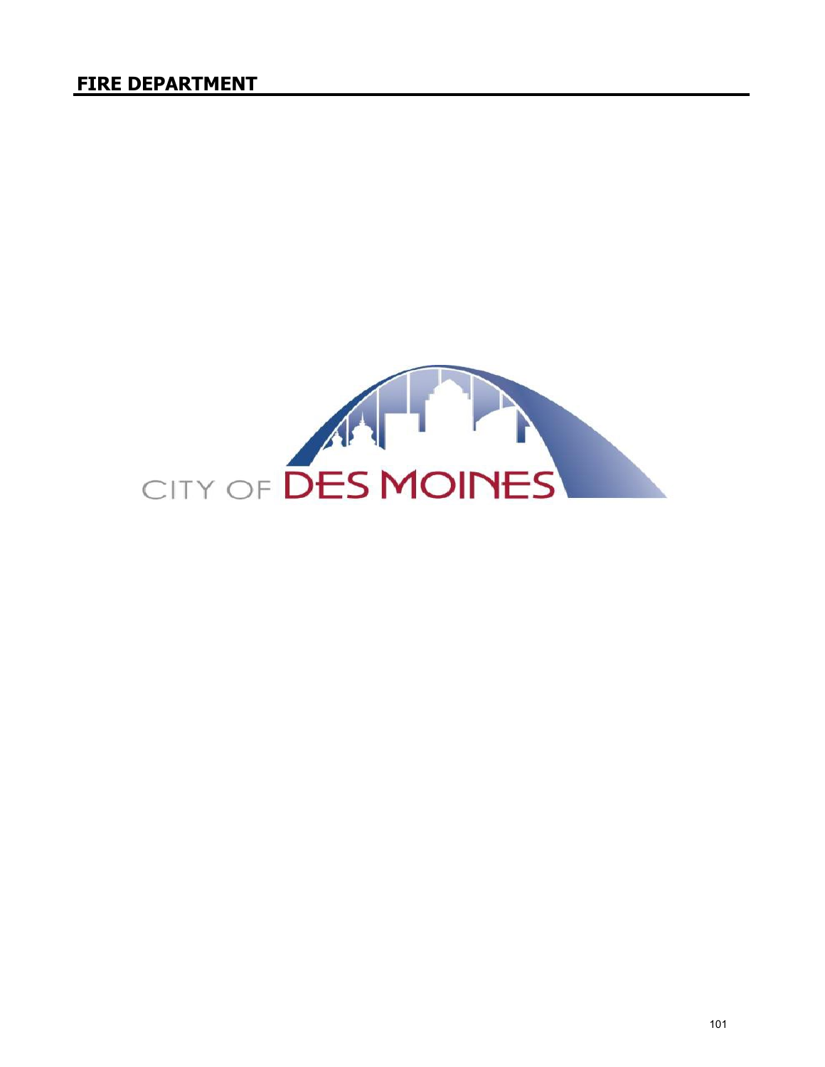# FIRE DEPARTMENT

CITY OF DES MOINES